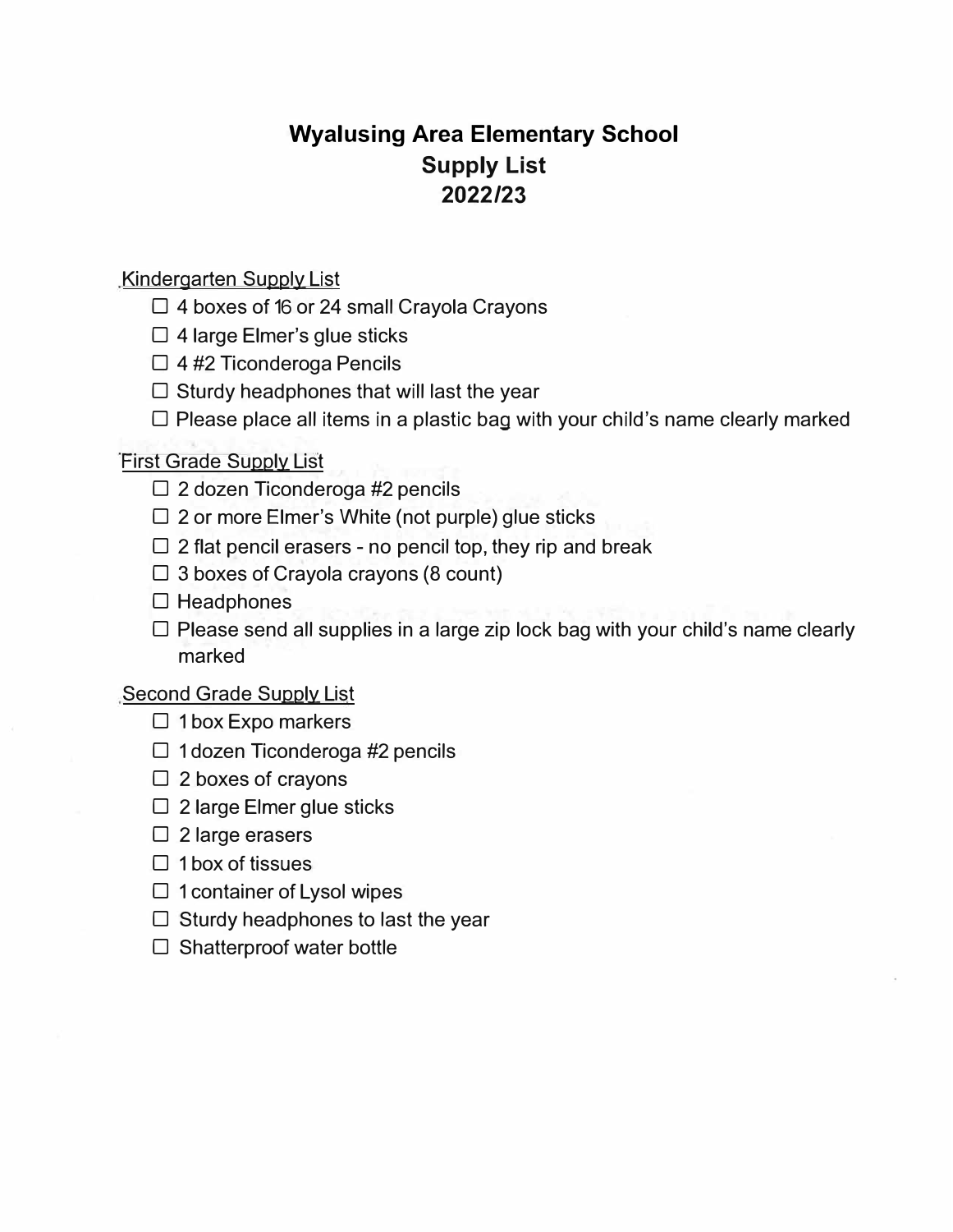# Wyalusing Area Elementary School
# Supply List
# 2022/23

Kindergarten Supply List

- ☐ 4 boxes of 16 or 24 small Crayola Crayons
- ☐ 4 large Elmer's glue sticks
- ☐ 4 #2 Ticonderoga Pencils
- ☐ Sturdy headphones that will last the year
- ☐ Please place all items in a plastic bag with your child's name clearly marked

First Grade Supply List

- ☐ 2 dozen Ticonderoga #2 pencils
- ☐ 2 or more Elmer's White (not purple) glue sticks
- ☐ 2 flat pencil erasers - no pencil top, they rip and break
- ☐ 3 boxes of Crayola crayons (8 count)
- ☐ Headphones
- ☐ Please send all supplies in a large zip lock bag with your child's name clearly marked

Second Grade Supply List

- ☐ 1 box Expo markers
- ☐ 1 dozen Ticonderoga #2 pencils
- ☐ 2 boxes of crayons
- ☐ 2 large Elmer glue sticks
- ☐ 2 large erasers
- ☐ 1 box of tissues
- ☐ 1 container of Lysol wipes
- ☐ Sturdy headphones to last the year
- ☐ Shatterproof water bottle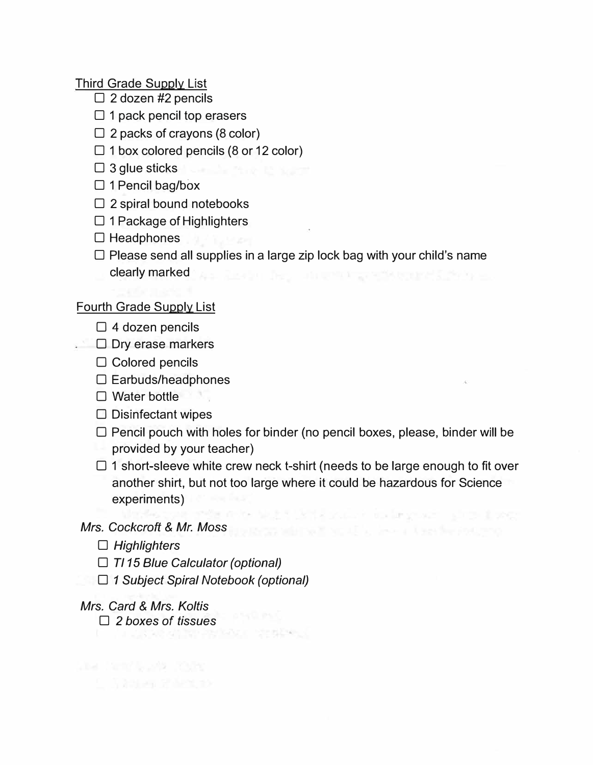Third Grade Supply List

- ☐ 2 dozen #2 pencils
- ☐ 1 pack pencil top erasers
- ☐ 2 packs of crayons (8 color)
- ☐ 1 box colored pencils (8 or 12 color)
- ☐ 3 glue sticks
- ☐ 1 Pencil bag/box
- ☐ 2 spiral bound notebooks
- ☐ 1 Package of Highlighters
- ☐ Headphones
- ☐ Please send all supplies in a large zip lock bag with your child's name clearly marked

Fourth Grade Supply List

- ☐ 4 dozen pencils
- ☐ Dry erase markers
- ☐ Colored pencils
- ☐ Earbuds/headphones
- ☐ Water bottle
- ☐ Disinfectant wipes
- ☐ Pencil pouch with holes for binder (no pencil boxes, please, binder will be provided by your teacher)
- ☐ 1 short-sleeve white crew neck t-shirt (needs to be large enough to fit over another shirt, but not too large where it could be hazardous for Science experiments)

*Mrs. Cockcroft & Mr. Moss*

- ☐ *Highlighters*
- ☐ *TI 15 Blue Calculator (optional)*
- ☐ *1 Subject Spiral Notebook (optional)*

*Mrs. Card & Mrs. Koltis*

- ☐ *2 boxes of tissues*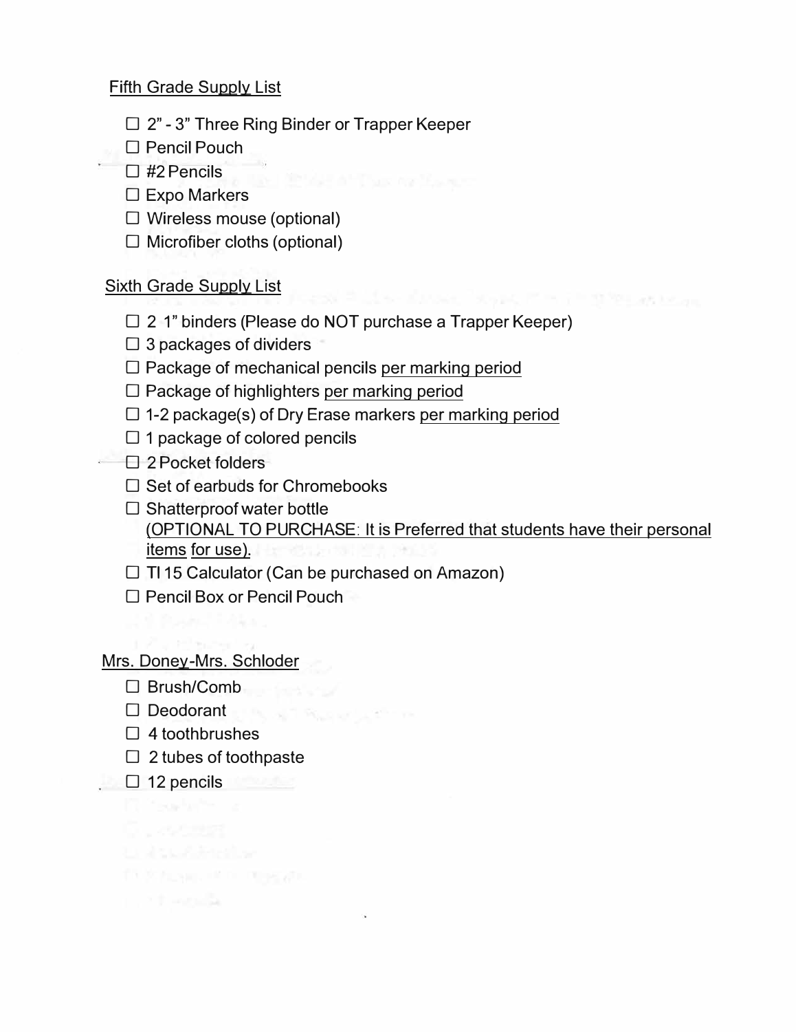Fifth Grade Supply List

- ☐ 2" - 3" Three Ring Binder or Trapper Keeper
- ☐ Pencil Pouch
- ☐ #2 Pencils
- ☐ Expo Markers
- ☐ Wireless mouse (optional)
- ☐ Microfiber cloths (optional)

Sixth Grade Supply List

- ☐ 2 1" binders (Please do NOT purchase a Trapper Keeper)
- ☐ 3 packages of dividers
- ☐ Package of mechanical pencils per marking period
- ☐ Package of highlighters per marking period
- ☐ 1-2 package(s) of Dry Erase markers per marking period
- ☐ 1 package of colored pencils
- ☐ 2 Pocket folders
- ☐ Set of earbuds for Chromebooks
- ☐ Shatterproof water bottle
  (OPTIONAL TO PURCHASE: It is Preferred that students have their personal items for use).
- ☐ TI 15 Calculator (Can be purchased on Amazon)
- ☐ Pencil Box or Pencil Pouch

Mrs. Doney-Mrs. Schloder

- ☐ Brush/Comb
- ☐ Deodorant
- ☐ 4 toothbrushes
- ☐ 2 tubes of toothpaste
- ☐ 12 pencils